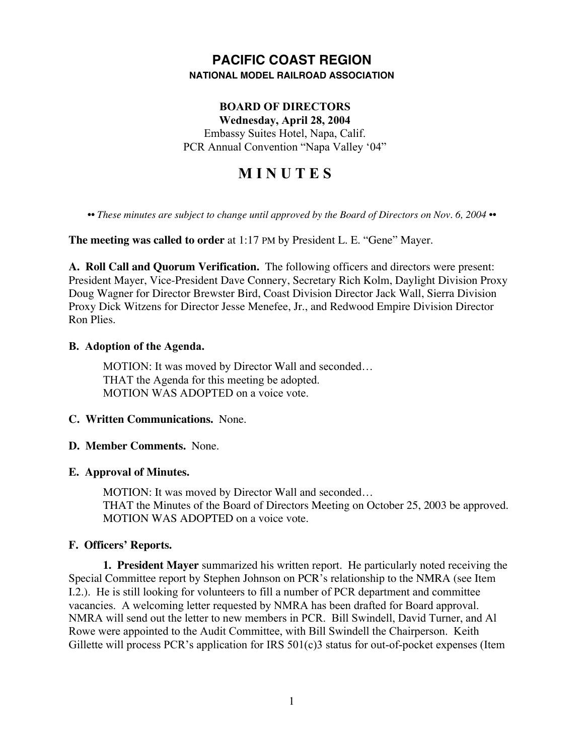# PACIFIC COAST REGION

**NATIONAL MODEL RAILROAD ASSOCIATION**

**BOARD OF DIRECTORS**
**Wednesday, April 28, 2004**
Embassy Suites Hotel, Napa, Calif.
PCR Annual Convention "Napa Valley '04"

# M I N U T E S

*•• These minutes are subject to change until approved by the Board of Directors on Nov. 6, 2004 ••*

**The meeting was called to order** at 1:17 PM by President L. E. "Gene" Mayer.

**A. Roll Call and Quorum Verification.** The following officers and directors were present: President Mayer, Vice-President Dave Connery, Secretary Rich Kolm, Daylight Division Proxy Doug Wagner for Director Brewster Bird, Coast Division Director Jack Wall, Sierra Division Proxy Dick Witzens for Director Jesse Menefee, Jr., and Redwood Empire Division Director Ron Plies.

**B. Adoption of the Agenda.**

MOTION: It was moved by Director Wall and seconded…
THAT the Agenda for this meeting be adopted.
MOTION WAS ADOPTED on a voice vote.

**C. Written Communications.** None.

**D. Member Comments.** None.

**E. Approval of Minutes.**

MOTION: It was moved by Director Wall and seconded…
THAT the Minutes of the Board of Directors Meeting on October 25, 2003 be approved.
MOTION WAS ADOPTED on a voice vote.

**F. Officers' Reports.**

**1. President Mayer** summarized his written report. He particularly noted receiving the Special Committee report by Stephen Johnson on PCR's relationship to the NMRA (see Item I.2.). He is still looking for volunteers to fill a number of PCR department and committee vacancies. A welcoming letter requested by NMRA has been drafted for Board approval. NMRA will send out the letter to new members in PCR. Bill Swindell, David Turner, and Al Rowe were appointed to the Audit Committee, with Bill Swindell the Chairperson. Keith Gillette will process PCR's application for IRS 501(c)3 status for out-of-pocket expenses (Item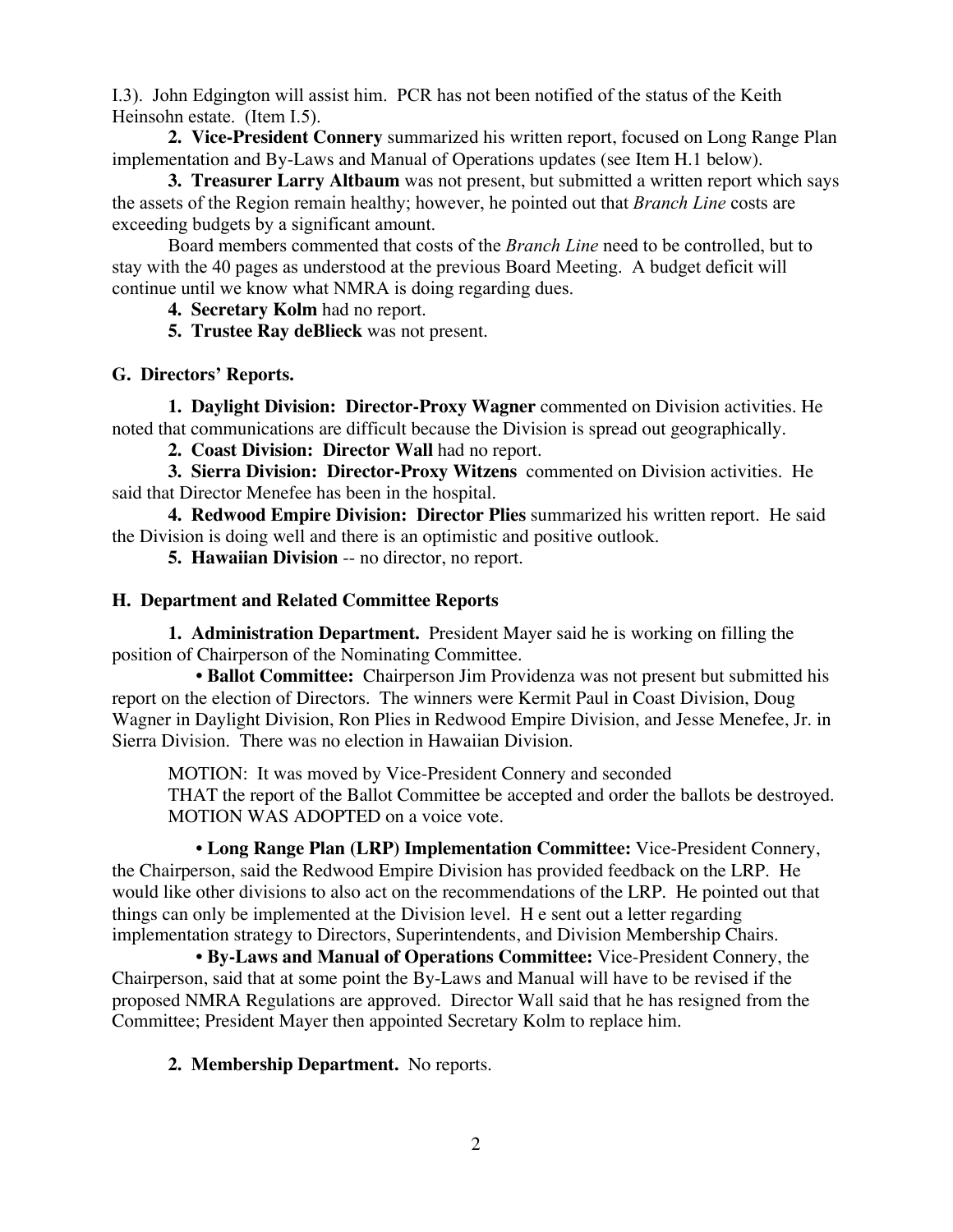I.3). John Edgington will assist him. PCR has not been notified of the status of the Keith Heinsohn estate. (Item I.5).

**2. Vice-President Connery** summarized his written report, focused on Long Range Plan implementation and By-Laws and Manual of Operations updates (see Item H.1 below).

**3. Treasurer Larry Altbaum** was not present, but submitted a written report which says the assets of the Region remain healthy; however, he pointed out that *Branch Line* costs are exceeding budgets by a significant amount.

Board members commented that costs of the *Branch Line* need to be controlled, but to stay with the 40 pages as understood at the previous Board Meeting. A budget deficit will continue until we know what NMRA is doing regarding dues.

**4. Secretary Kolm** had no report.

**5. Trustee Ray deBlieck** was not present.

## G. Directors' Reports.

**1. Daylight Division: Director-Proxy Wagner** commented on Division activities. He noted that communications are difficult because the Division is spread out geographically.

**2. Coast Division: Director Wall** had no report.

**3. Sierra Division: Director-Proxy Witzens** commented on Division activities. He said that Director Menefee has been in the hospital.

**4. Redwood Empire Division: Director Plies** summarized his written report. He said the Division is doing well and there is an optimistic and positive outlook.

**5. Hawaiian Division** -- no director, no report.

## H. Department and Related Committee Reports

**1. Administration Department.** President Mayer said he is working on filling the position of Chairperson of the Nominating Committee.

• **Ballot Committee:** Chairperson Jim Providenza was not present but submitted his report on the election of Directors. The winners were Kermit Paul in Coast Division, Doug Wagner in Daylight Division, Ron Plies in Redwood Empire Division, and Jesse Menefee, Jr. in Sierra Division. There was no election in Hawaiian Division.

MOTION: It was moved by Vice-President Connery and seconded
THAT the report of the Ballot Committee be accepted and order the ballots be destroyed.
MOTION WAS ADOPTED on a voice vote.

• **Long Range Plan (LRP) Implementation Committee:** Vice-President Connery, the Chairperson, said the Redwood Empire Division has provided feedback on the LRP. He would like other divisions to also act on the recommendations of the LRP. He pointed out that things can only be implemented at the Division level. H e sent out a letter regarding implementation strategy to Directors, Superintendents, and Division Membership Chairs.

• **By-Laws and Manual of Operations Committee:** Vice-President Connery, the Chairperson, said that at some point the By-Laws and Manual will have to be revised if the proposed NMRA Regulations are approved. Director Wall said that he has resigned from the Committee; President Mayer then appointed Secretary Kolm to replace him.

**2. Membership Department.** No reports.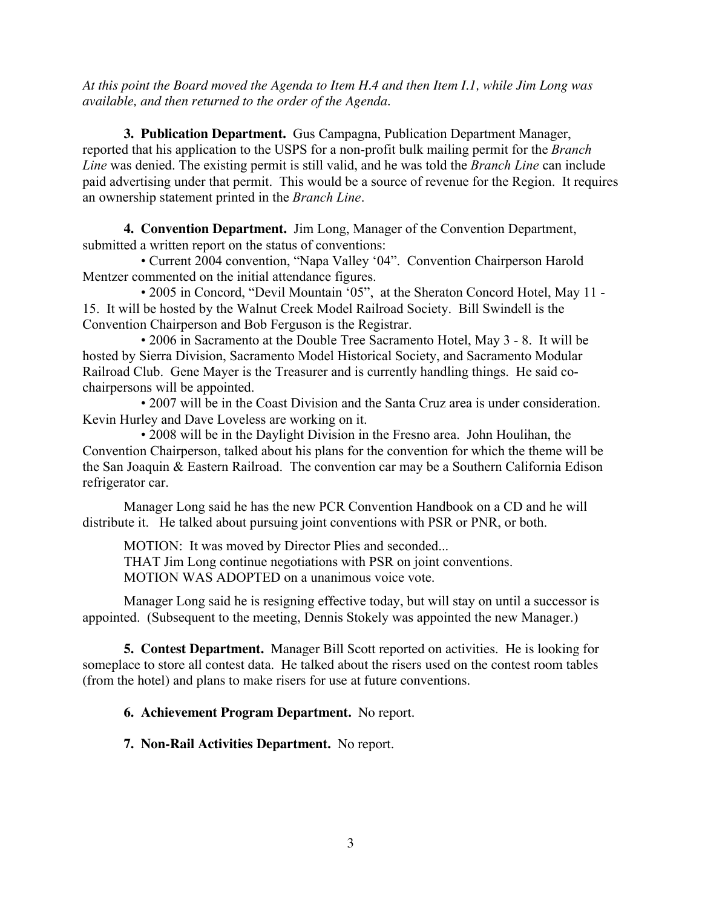*At this point the Board moved the Agenda to Item H.4 and then Item I.1, while Jim Long was available, and then returned to the order of the Agenda.*

**3. Publication Department.** Gus Campagna, Publication Department Manager, reported that his application to the USPS for a non-profit bulk mailing permit for the *Branch Line* was denied. The existing permit is still valid, and he was told the *Branch Line* can include paid advertising under that permit. This would be a source of revenue for the Region. It requires an ownership statement printed in the *Branch Line*.

**4. Convention Department.** Jim Long, Manager of the Convention Department, submitted a written report on the status of conventions:

- Current 2004 convention, "Napa Valley '04". Convention Chairperson Harold Mentzer commented on the initial attendance figures.
- 2005 in Concord, "Devil Mountain '05", at the Sheraton Concord Hotel, May 11 - 15. It will be hosted by the Walnut Creek Model Railroad Society. Bill Swindell is the Convention Chairperson and Bob Ferguson is the Registrar.
- 2006 in Sacramento at the Double Tree Sacramento Hotel, May 3 - 8. It will be hosted by Sierra Division, Sacramento Model Historical Society, and Sacramento Modular Railroad Club. Gene Mayer is the Treasurer and is currently handling things. He said co-chairpersons will be appointed.
- 2007 will be in the Coast Division and the Santa Cruz area is under consideration. Kevin Hurley and Dave Loveless are working on it.
- 2008 will be in the Daylight Division in the Fresno area. John Houlihan, the Convention Chairperson, talked about his plans for the convention for which the theme will be the San Joaquin & Eastern Railroad. The convention car may be a Southern California Edison refrigerator car.

Manager Long said he has the new PCR Convention Handbook on a CD and he will distribute it. He talked about pursuing joint conventions with PSR or PNR, or both.

MOTION: It was moved by Director Plies and seconded...
THAT Jim Long continue negotiations with PSR on joint conventions.
MOTION WAS ADOPTED on a unanimous voice vote.

Manager Long said he is resigning effective today, but will stay on until a successor is appointed. (Subsequent to the meeting, Dennis Stokely was appointed the new Manager.)

**5. Contest Department.** Manager Bill Scott reported on activities. He is looking for someplace to store all contest data. He talked about the risers used on the contest room tables (from the hotel) and plans to make risers for use at future conventions.

**6. Achievement Program Department.** No report.

**7. Non-Rail Activities Department.** No report.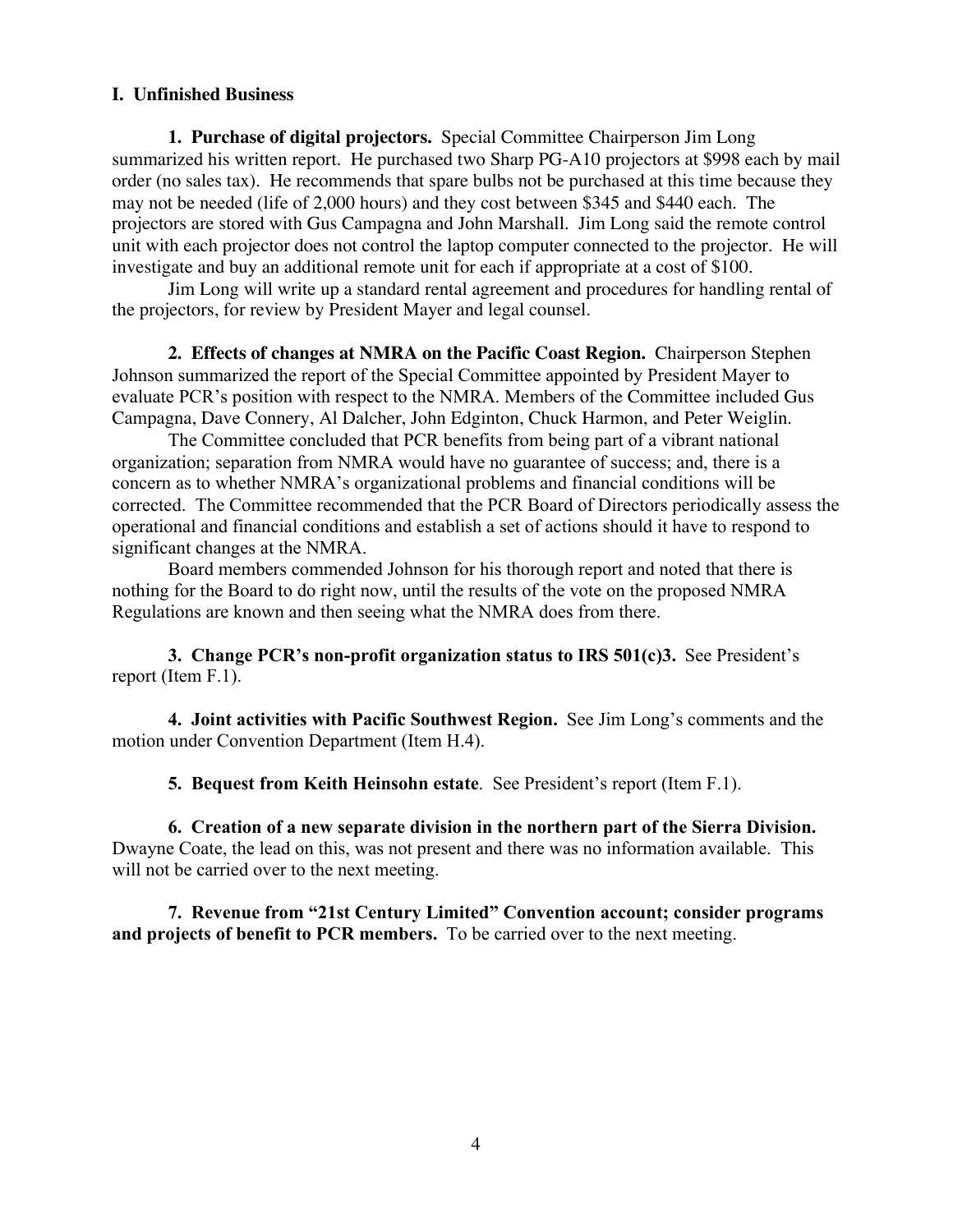## I. Unfinished Business

**1. Purchase of digital projectors.** Special Committee Chairperson Jim Long summarized his written report. He purchased two Sharp PG-A10 projectors at $998 each by mail order (no sales tax). He recommends that spare bulbs not be purchased at this time because they may not be needed (life of 2,000 hours) and they cost between $345 and $440 each. The projectors are stored with Gus Campagna and John Marshall. Jim Long said the remote control unit with each projector does not control the laptop computer connected to the projector. He will investigate and buy an additional remote unit for each if appropriate at a cost of $100.

Jim Long will write up a standard rental agreement and procedures for handling rental of the projectors, for review by President Mayer and legal counsel.

**2. Effects of changes at NMRA on the Pacific Coast Region.** Chairperson Stephen Johnson summarized the report of the Special Committee appointed by President Mayer to evaluate PCR's position with respect to the NMRA. Members of the Committee included Gus Campagna, Dave Connery, Al Dalcher, John Edginton, Chuck Harmon, and Peter Weiglin.

The Committee concluded that PCR benefits from being part of a vibrant national organization; separation from NMRA would have no guarantee of success; and, there is a concern as to whether NMRA's organizational problems and financial conditions will be corrected. The Committee recommended that the PCR Board of Directors periodically assess the operational and financial conditions and establish a set of actions should it have to respond to significant changes at the NMRA.

Board members commended Johnson for his thorough report and noted that there is nothing for the Board to do right now, until the results of the vote on the proposed NMRA Regulations are known and then seeing what the NMRA does from there.

**3. Change PCR's non-profit organization status to IRS 501(c)3.** See President's report (Item F.1).

**4. Joint activities with Pacific Southwest Region.** See Jim Long's comments and the motion under Convention Department (Item H.4).

**5. Bequest from Keith Heinsohn estate**. See President's report (Item F.1).

**6. Creation of a new separate division in the northern part of the Sierra Division.** Dwayne Coate, the lead on this, was not present and there was no information available. This will not be carried over to the next meeting.

**7. Revenue from "21st Century Limited" Convention account; consider programs and projects of benefit to PCR members.** To be carried over to the next meeting.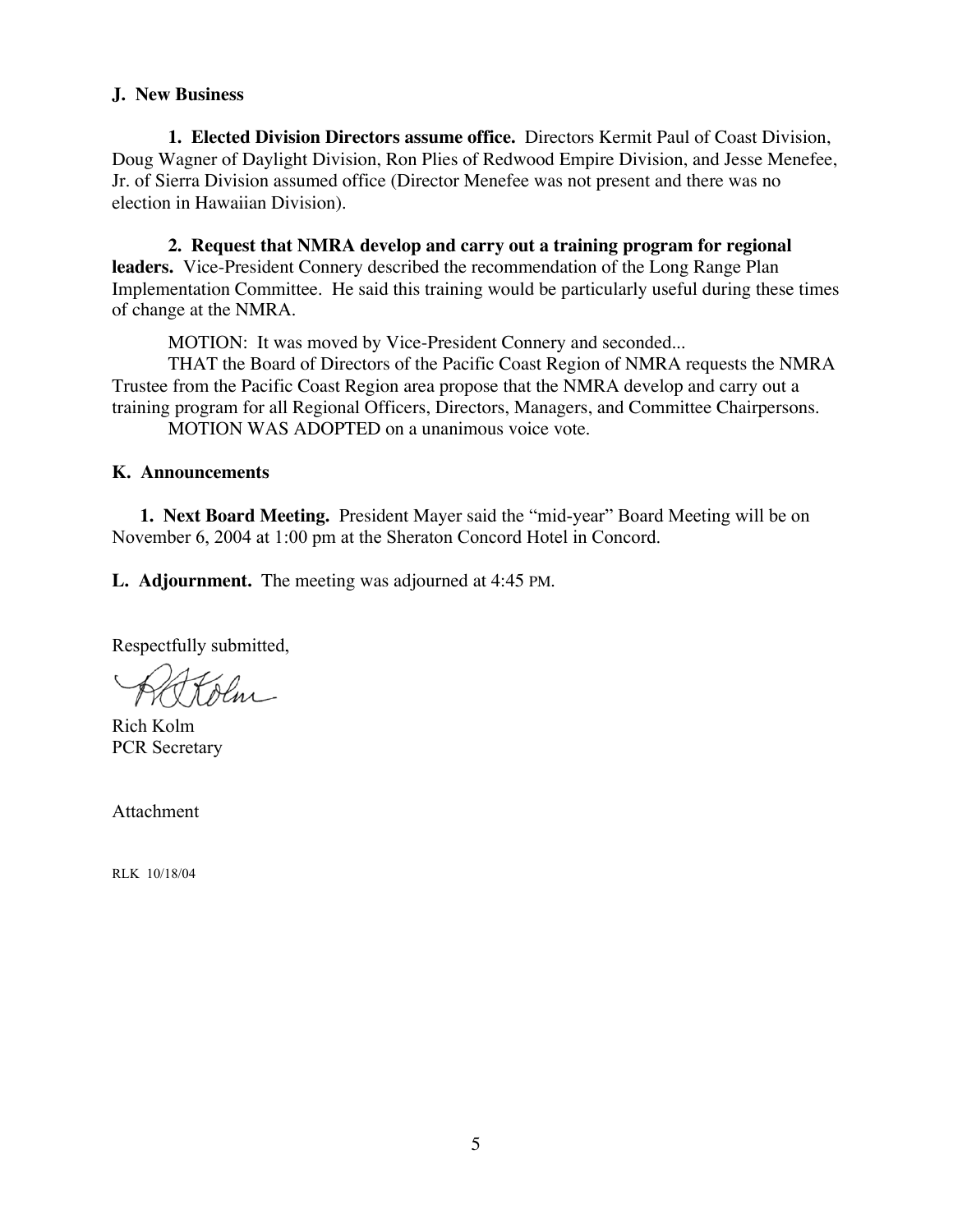**J. New Business**

**1. Elected Division Directors assume office.** Directors Kermit Paul of Coast Division, Doug Wagner of Daylight Division, Ron Plies of Redwood Empire Division, and Jesse Menefee, Jr. of Sierra Division assumed office (Director Menefee was not present and there was no election in Hawaiian Division).

**2. Request that NMRA develop and carry out a training program for regional leaders.** Vice-President Connery described the recommendation of the Long Range Plan Implementation Committee. He said this training would be particularly useful during these times of change at the NMRA.

MOTION: It was moved by Vice-President Connery and seconded...
THAT the Board of Directors of the Pacific Coast Region of NMRA requests the NMRA Trustee from the Pacific Coast Region area propose that the NMRA develop and carry out a training program for all Regional Officers, Directors, Managers, and Committee Chairpersons.
MOTION WAS ADOPTED on a unanimous voice vote.

**K. Announcements**

**1. Next Board Meeting.** President Mayer said the "mid-year" Board Meeting will be on November 6, 2004 at 1:00 pm at the Sheraton Concord Hotel in Concord.

**L. Adjournment.** The meeting was adjourned at 4:45 PM.

Respectfully submitted,

Rich Kolm
PCR Secretary

Attachment

RLK 10/18/04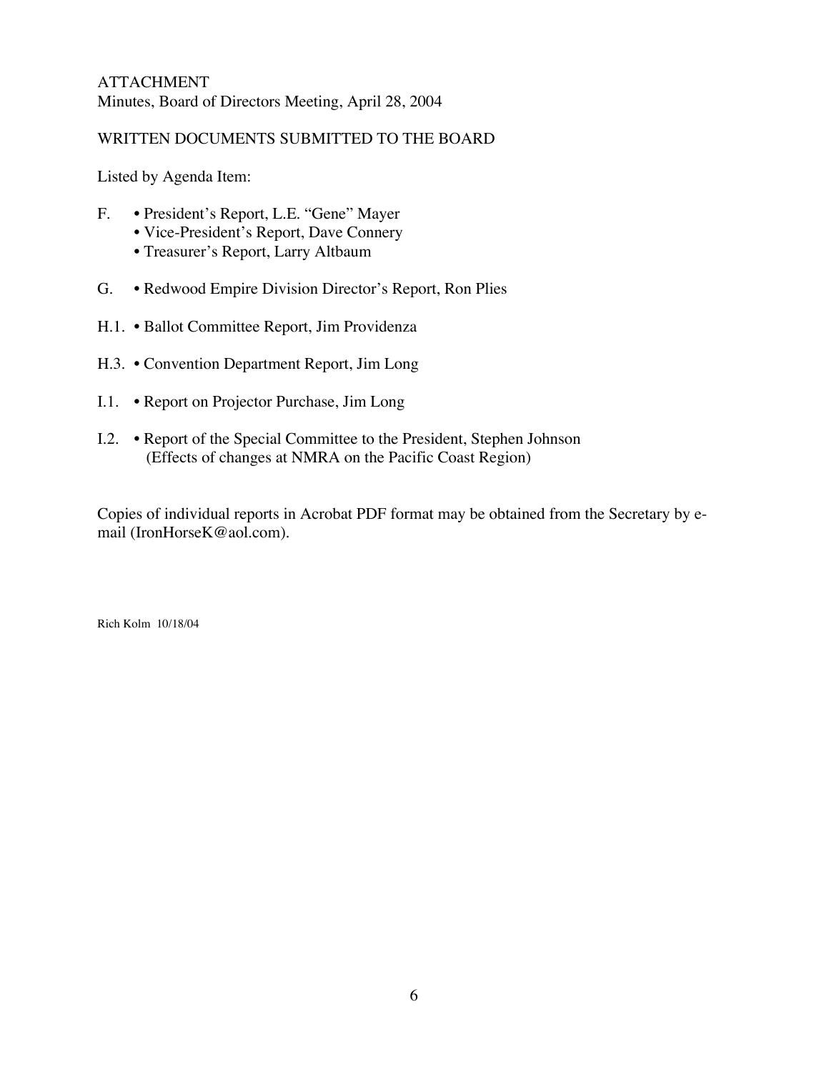ATTACHMENT
Minutes, Board of Directors Meeting, April 28, 2004

WRITTEN DOCUMENTS SUBMITTED TO THE BOARD

Listed by Agenda Item:

F.
- President's Report, L.E. "Gene" Mayer
- Vice-President's Report, Dave Connery
- Treasurer's Report, Larry Altbaum

G.
- Redwood Empire Division Director's Report, Ron Plies

H.1.
- Ballot Committee Report, Jim Providenza

H.3.
- Convention Department Report, Jim Long

I.1.
- Report on Projector Purchase, Jim Long

I.2.
- Report of the Special Committee to the President, Stephen Johnson (Effects of changes at NMRA on the Pacific Coast Region)

Copies of individual reports in Acrobat PDF format may be obtained from the Secretary by e-mail (IronHorseK@aol.com).

Rich Kolm 10/18/04